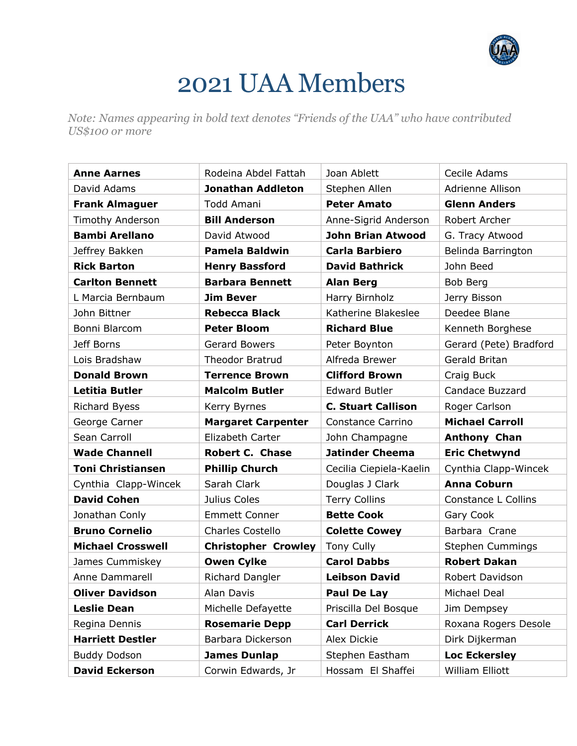# 2021 UAA Members

*Note: Names appearing in bold text denotes "Friends of the UAA" who have contributed US$100 or more*

| | | | |
|---|---|---|---|
| **Anne Aarnes** | Rodeina Abdel Fattah | Joan Ablett | Cecile Adams |
| David Adams | **Jonathan Addleton** | Stephen Allen | Adrienne Allison |
| **Frank Almaguer** | Todd Amani | **Peter Amato** | **Glenn Anders** |
| Timothy Anderson | **Bill Anderson** | Anne-Sigrid Anderson | Robert Archer |
| **Bambi Arellano** | David Atwood | **John Brian Atwood** | G. Tracy Atwood |
| Jeffrey Bakken | **Pamela Baldwin** | **Carla Barbiero** | Belinda Barrington |
| **Rick Barton** | **Henry Bassford** | **David Bathrick** | John Beed |
| **Carlton Bennett** | **Barbara Bennett** | **Alan Berg** | Bob Berg |
| L Marcia Bernbaum | **Jim Bever** | Harry Birnholz | Jerry Bisson |
| John Bittner | **Rebecca Black** | Katherine Blakeslee | Deedee Blane |
| Bonni Blarcom | **Peter Bloom** | **Richard Blue** | Kenneth Borghese |
| Jeff Borns | Gerard Bowers | Peter Boynton | Gerard (Pete) Bradford |
| Lois Bradshaw | Theodor Bratrud | Alfreda Brewer | Gerald Britan |
| **Donald Brown** | **Terrence Brown** | **Clifford Brown** | Craig Buck |
| **Letitia Butler** | **Malcolm Butler** | Edward Butler | Candace Buzzard |
| Richard Byess | Kerry Byrnes | **C. Stuart Callison** | Roger Carlson |
| George Carner | **Margaret Carpenter** | Constance Carrino | **Michael Carroll** |
| Sean Carroll | Elizabeth Carter | John Champagne | **Anthony Chan** |
| **Wade Channell** | **Robert C. Chase** | **Jatinder Cheema** | **Eric Chetwynd** |
| **Toni Christiansen** | **Phillip Church** | Cecilia Ciepiela-Kaelin | Cynthia Clapp-Wincek |
| Cynthia Clapp-Wincek | Sarah Clark | Douglas J Clark | **Anna Coburn** |
| **David Cohen** | Julius Coles | Terry Collins | Constance L Collins |
| Jonathan Conly | Emmett Conner | **Bette Cook** | Gary Cook |
| **Bruno Cornelio** | Charles Costello | **Colette Cowey** | Barbara Crane |
| **Michael Crosswell** | **Christopher Crowley** | Tony Cully | Stephen Cummings |
| James Cummiskey | **Owen Cylke** | **Carol Dabbs** | **Robert Dakan** |
| Anne Dammarell | Richard Dangler | **Leibson David** | Robert Davidson |
| **Oliver Davidson** | Alan Davis | **Paul De Lay** | Michael Deal |
| **Leslie Dean** | Michelle Defayette | Priscilla Del Bosque | Jim Dempsey |
| Regina Dennis | **Rosemarie Depp** | **Carl Derrick** | Roxana Rogers Desole |
| **Harriett Destler** | Barbara Dickerson | Alex Dickie | Dirk Dijkerman |
| Buddy Dodson | **James Dunlap** | Stephen Eastham | **Loc Eckersley** |
| **David Eckerson** | Corwin Edwards, Jr | Hossam El Shaffei | William Elliott |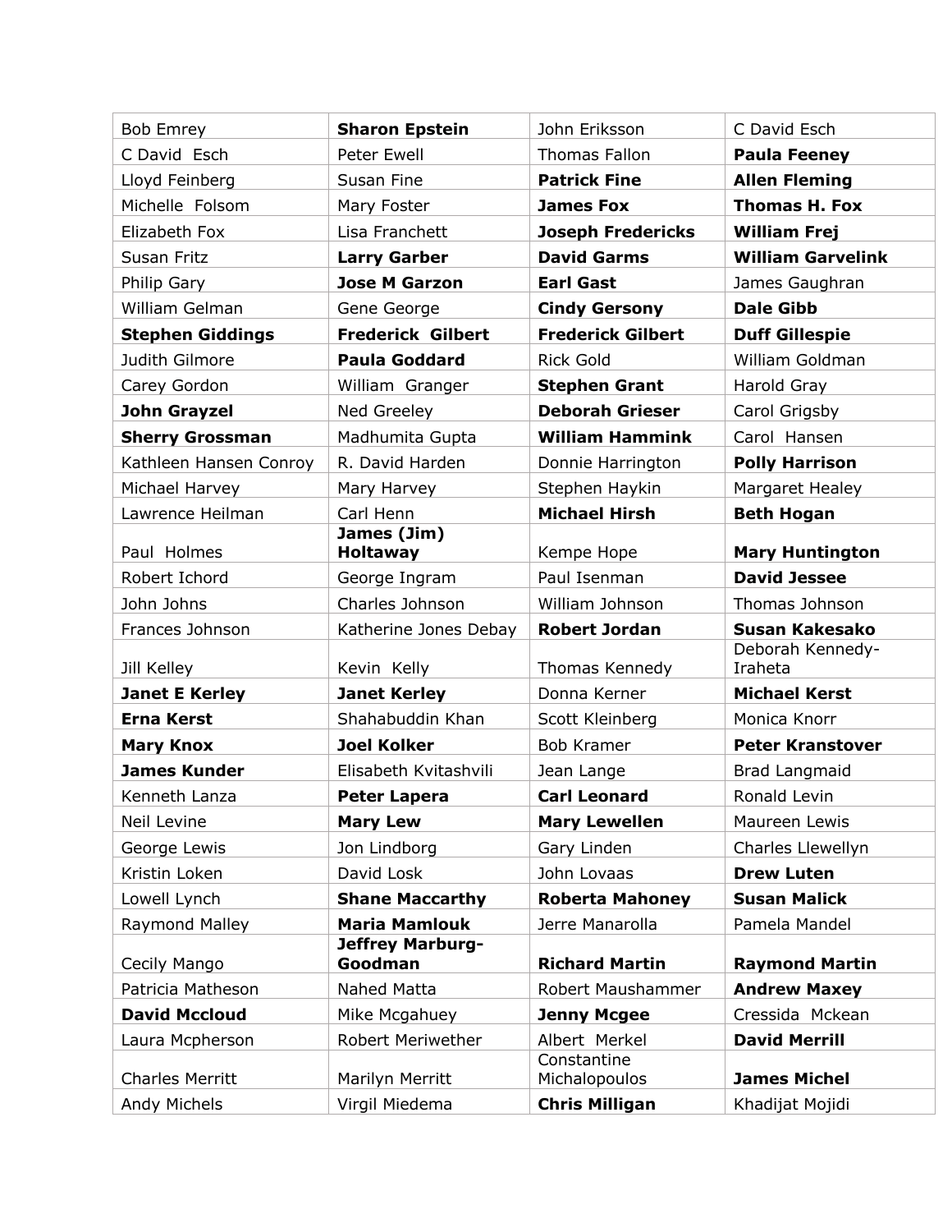| | | | |
|---|---|---|---|
| Bob Emrey | **Sharon Epstein** | John Eriksson | C David Esch |
| C David  Esch | Peter Ewell | Thomas Fallon | **Paula Feeney** |
| Lloyd Feinberg | Susan Fine | **Patrick Fine** | **Allen Fleming** |
| Michelle  Folsom | Mary Foster | **James Fox** | **Thomas H. Fox** |
| Elizabeth Fox | Lisa Franchett | **Joseph Fredericks** | **William Frej** |
| Susan Fritz | **Larry Garber** | **David Garms** | **William Garvelink** |
| Philip Gary | **Jose M Garzon** | **Earl Gast** | James Gaughran |
| William Gelman | Gene George | **Cindy Gersony** | **Dale Gibb** |
| **Stephen Giddings** | **Frederick  Gilbert** | **Frederick Gilbert** | **Duff Gillespie** |
| Judith Gilmore | **Paula Goddard** | Rick Gold | William Goldman |
| Carey Gordon | William  Granger | **Stephen Grant** | Harold Gray |
| **John Grayzel** | Ned Greeley | **Deborah Grieser** | Carol Grigsby |
| **Sherry Grossman** | Madhumita Gupta | **William Hammink** | Carol  Hansen |
| Kathleen Hansen Conroy | R. David Harden | Donnie Harrington | **Polly Harrison** |
| Michael Harvey | Mary Harvey | Stephen Haykin | Margaret Healey |
| Lawrence Heilman | Carl Henn | **Michael Hirsh** | **Beth Hogan** |
| Paul  Holmes | **James (Jim) Holtaway** | Kempe Hope | **Mary Huntington** |
| Robert Ichord | George Ingram | Paul Isenman | **David Jessee** |
| John Johns | Charles Johnson | William Johnson | Thomas Johnson |
| Frances Johnson | Katherine Jones Debay | **Robert Jordan** | **Susan Kakesako** |
| Jill Kelley | Kevin  Kelly | Thomas Kennedy | Deborah Kennedy-Iraheta |
| **Janet E Kerley** | **Janet Kerley** | Donna Kerner | **Michael Kerst** |
| **Erna Kerst** | Shahabuddin Khan | Scott Kleinberg | Monica Knorr |
| **Mary Knox** | **Joel Kolker** | Bob Kramer | **Peter Kranstover** |
| **James Kunder** | Elisabeth Kvitashvili | Jean Lange | Brad Langmaid |
| Kenneth Lanza | **Peter Lapera** | **Carl Leonard** | Ronald Levin |
| Neil Levine | **Mary Lew** | **Mary Lewellen** | Maureen Lewis |
| George Lewis | Jon Lindborg | Gary Linden | Charles Llewellyn |
| Kristin Loken | David Losk | John Lovaas | **Drew Luten** |
| Lowell Lynch | **Shane Maccarthy** | **Roberta Mahoney** | **Susan Malick** |
| Raymond Malley | **Maria Mamlouk** | Jerre Manarolla | Pamela Mandel |
| Cecily Mango | **Jeffrey Marburg-Goodman** | **Richard Martin** | **Raymond Martin** |
| Patricia Matheson | Nahed Matta | Robert Maushammer | **Andrew Maxey** |
| **David Mccloud** | Mike Mcgahuey | **Jenny Mcgee** | Cressida  Mckean |
| Laura Mcpherson | Robert Meriwether | Albert  Merkel | **David Merrill** |
| Charles Merritt | Marilyn Merritt | Constantine Michalopoulos | **James Michel** |
| Andy Michels | Virgil Miedema | **Chris Milligan** | Khadijat Mojidi |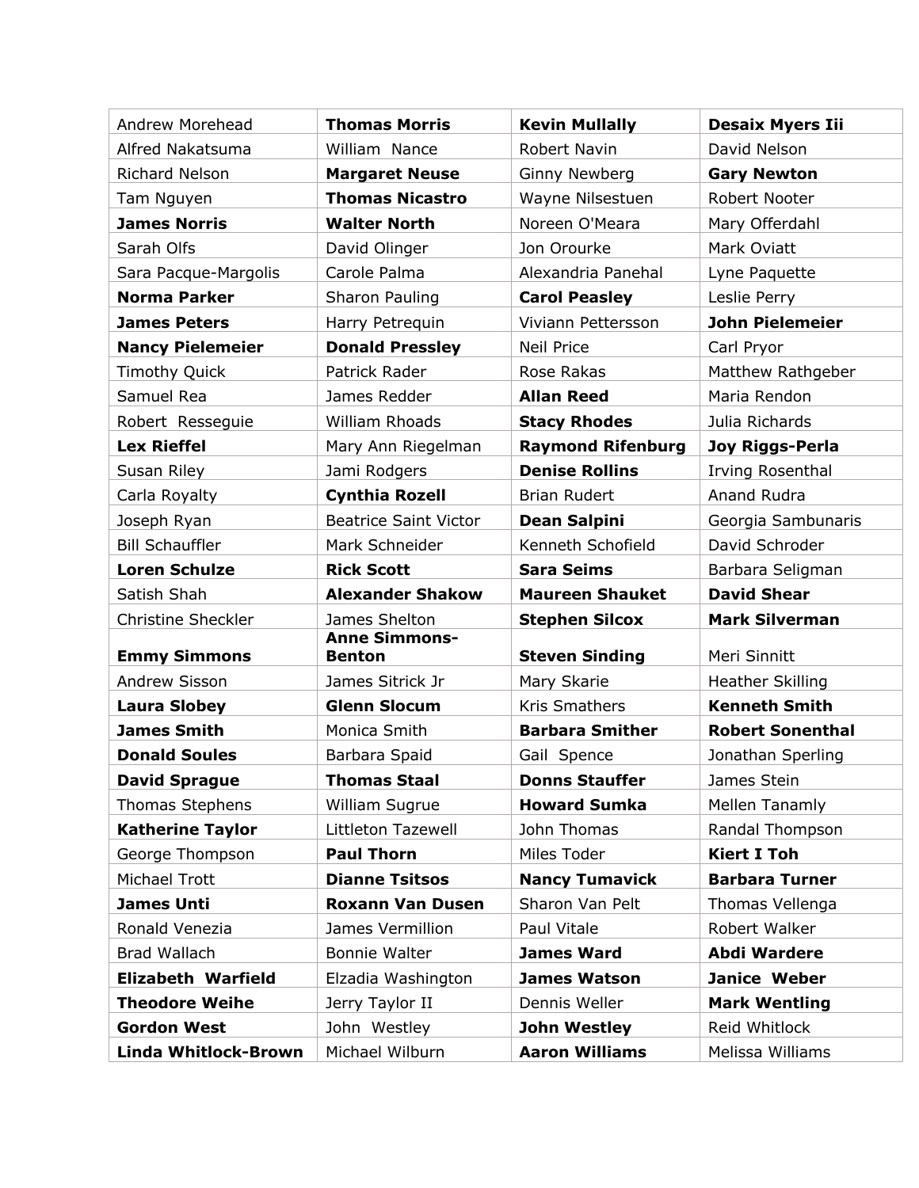| | | | |
|---|---|---|---|
| Andrew Morehead | **Thomas Morris** | **Kevin Mullally** | **Desaix Myers Iii** |
| Alfred Nakatsuma | William  Nance | Robert Navin | David Nelson |
| Richard Nelson | **Margaret Neuse** | Ginny Newberg | **Gary Newton** |
| Tam Nguyen | **Thomas Nicastro** | Wayne Nilsestuen | Robert Nooter |
| **James Norris** | **Walter North** | Noreen O'Meara | Mary Offerdahl |
| Sarah Olfs | David Olinger | Jon Orourke | Mark Oviatt |
| Sara Pacque-Margolis | Carole Palma | Alexandria Panehal | Lyne Paquette |
| **Norma Parker** | Sharon Pauling | **Carol Peasley** | Leslie Perry |
| **James Peters** | Harry Petrequin | Viviann Pettersson | **John Pielemeier** |
| **Nancy Pielemeier** | **Donald Pressley** | Neil Price | Carl Pryor |
| Timothy Quick | Patrick Rader | Rose Rakas | Matthew Rathgeber |
| Samuel Rea | James Redder | **Allan Reed** | Maria Rendon |
| Robert  Resseguie | William Rhoads | **Stacy Rhodes** | Julia Richards |
| **Lex Rieffel** | Mary Ann Riegelman | **Raymond Rifenburg** | **Joy Riggs-Perla** |
| Susan Riley | Jami Rodgers | **Denise Rollins** | Irving Rosenthal |
| Carla Royalty | **Cynthia Rozell** | Brian Rudert | Anand Rudra |
| Joseph Ryan | Beatrice Saint Victor | **Dean Salpini** | Georgia Sambunaris |
| Bill Schauffler | Mark Schneider | Kenneth Schofield | David Schroder |
| **Loren Schulze** | **Rick Scott** | **Sara Seims** | Barbara Seligman |
| Satish Shah | **Alexander Shakow** | **Maureen Shauket** | **David Shear** |
| Christine Sheckler | James Shelton | **Stephen Silcox** | **Mark Silverman** |
| **Emmy Simmons** | **Anne Simmons-Benton** | **Steven Sinding** | Meri Sinnitt |
| Andrew Sisson | James Sitrick Jr | Mary Skarie | Heather Skilling |
| **Laura Slobey** | **Glenn Slocum** | Kris Smathers | **Kenneth Smith** |
| **James Smith** | Monica Smith | **Barbara Smither** | **Robert Sonenthal** |
| **Donald Soules** | Barbara Spaid | Gail  Spence | Jonathan Sperling |
| **David Sprague** | **Thomas Staal** | **Donns Stauffer** | James Stein |
| Thomas Stephens | William Sugrue | **Howard Sumka** | Mellen Tanamly |
| **Katherine Taylor** | Littleton Tazewell | John Thomas | Randal Thompson |
| George Thompson | **Paul Thorn** | Miles Toder | **Kiert I Toh** |
| Michael Trott | **Dianne Tsitsos** | **Nancy Tumavick** | **Barbara Turner** |
| **James Unti** | **Roxann Van Dusen** | Sharon Van Pelt | Thomas Vellenga |
| Ronald Venezia | James Vermillion | Paul Vitale | Robert Walker |
| Brad Wallach | Bonnie Walter | **James Ward** | **Abdi Wardere** |
| **Elizabeth  Warfield** | Elzadia Washington | **James Watson** | **Janice  Weber** |
| **Theodore Weihe** | Jerry Taylor II | Dennis Weller | **Mark Wentling** |
| **Gordon West** | John  Westley | **John Westley** | Reid Whitlock |
| **Linda Whitlock-Brown** | Michael Wilburn | **Aaron Williams** | Melissa Williams |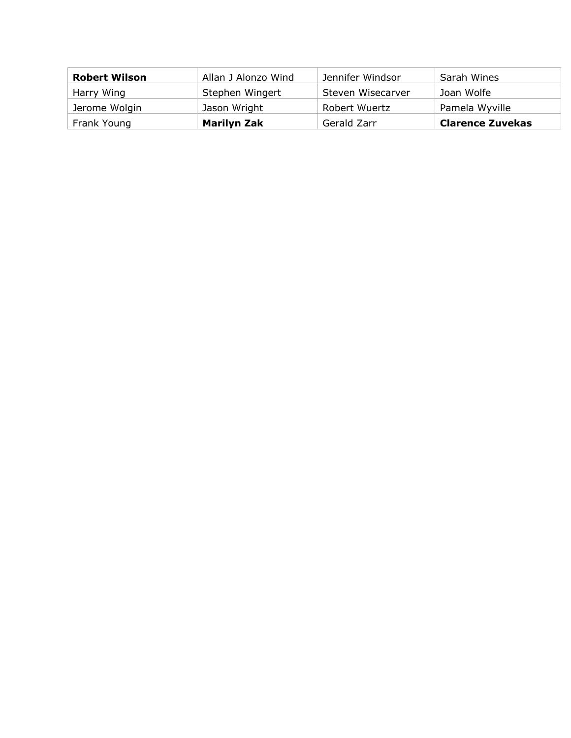| | | | |
|---|---|---|---|
| **Robert Wilson** | Allan J Alonzo Wind | Jennifer Windsor | Sarah Wines |
| Harry Wing | Stephen Wingert | Steven Wisecarver | Joan Wolfe |
| Jerome Wolgin | Jason Wright | Robert Wuertz | Pamela Wyville |
| Frank Young | **Marilyn Zak** | Gerald Zarr | **Clarence Zuvekas** |